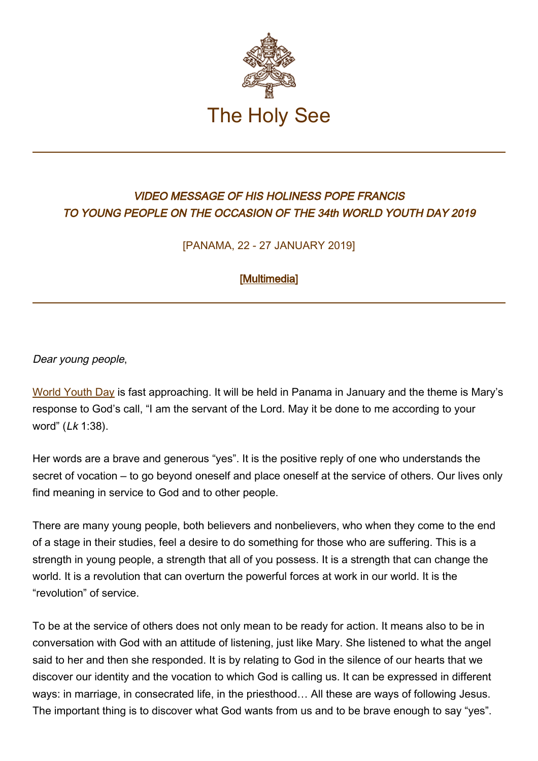# The Holy See

---

### *VIDEO MESSAGE OF HIS HOLINESS POPE FRANCIS TO YOUNG PEOPLE ON THE OCCASION OF THE 34th WORLD YOUTH DAY 2019*

[PANAMA, 22 - 27 JANUARY 2019]

**[Multimedia]**

---

*Dear young people*,

World Youth Day is fast approaching. It will be held in Panama in January and the theme is Mary's response to God's call, "I am the servant of the Lord. May it be done to me according to your word" (*Lk* 1:38).

Her words are a brave and generous "yes". It is the positive reply of one who understands the secret of vocation – to go beyond oneself and place oneself at the service of others. Our lives only find meaning in service to God and to other people.

There are many young people, both believers and nonbelievers, who when they come to the end of a stage in their studies, feel a desire to do something for those who are suffering. This is a strength in young people, a strength that all of you possess. It is a strength that can change the world. It is a revolution that can overturn the powerful forces at work in our world. It is the "revolution" of service.

To be at the service of others does not only mean to be ready for action. It means also to be in conversation with God with an attitude of listening, just like Mary. She listened to what the angel said to her and then she responded. It is by relating to God in the silence of our hearts that we discover our identity and the vocation to which God is calling us. It can be expressed in different ways: in marriage, in consecrated life, in the priesthood… All these are ways of following Jesus. The important thing is to discover what God wants from us and to be brave enough to say "yes".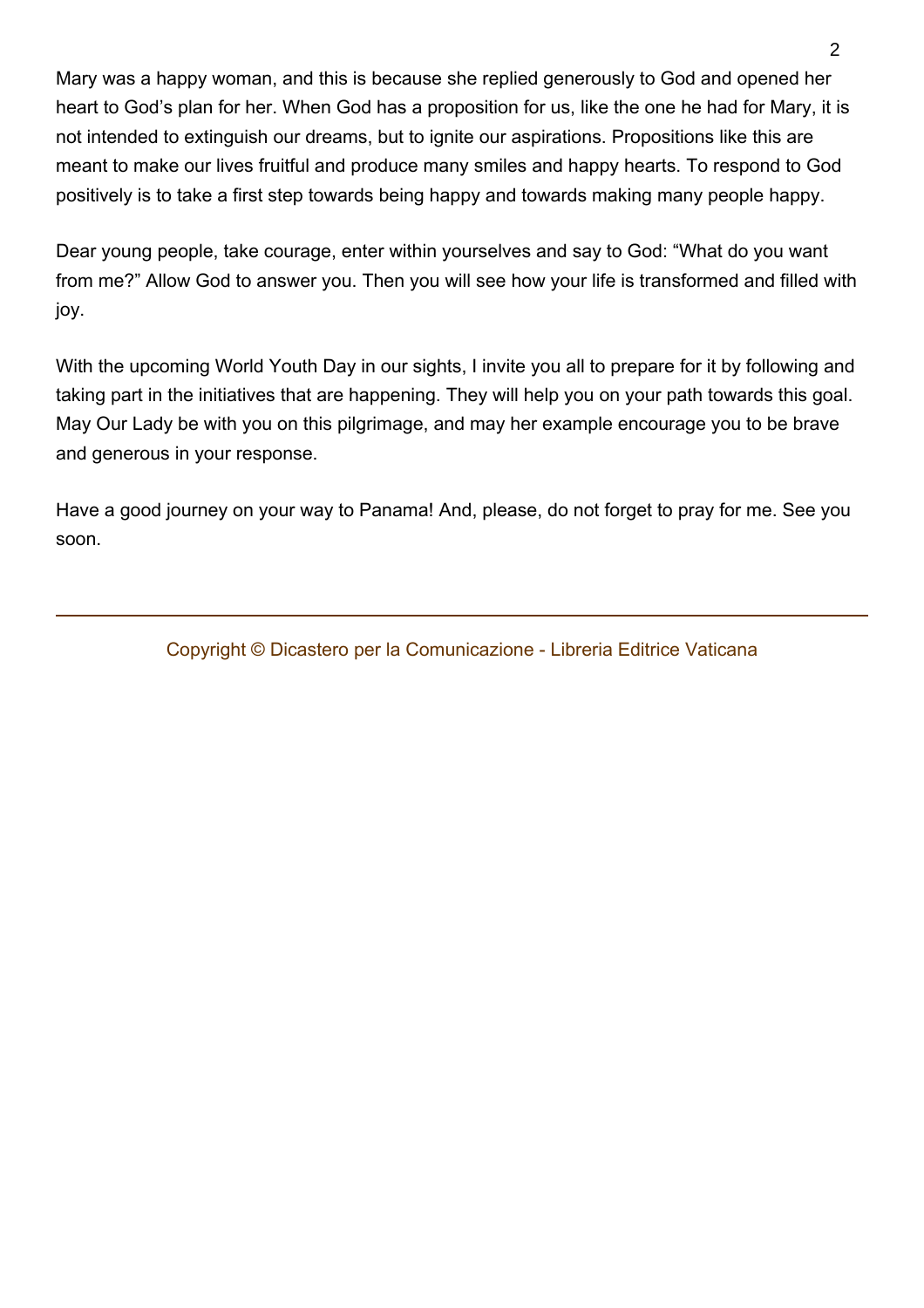Mary was a happy woman, and this is because she replied generously to God and opened her heart to God’s plan for her. When God has a proposition for us, like the one he had for Mary, it is not intended to extinguish our dreams, but to ignite our aspirations. Propositions like this are meant to make our lives fruitful and produce many smiles and happy hearts. To respond to God positively is to take a first step towards being happy and towards making many people happy.

Dear young people, take courage, enter within yourselves and say to God: “What do you want from me?” Allow God to answer you. Then you will see how your life is transformed and filled with joy.

With the upcoming World Youth Day in our sights, I invite you all to prepare for it by following and taking part in the initiatives that are happening. They will help you on your path towards this goal. May Our Lady be with you on this pilgrimage, and may her example encourage you to be brave and generous in your response.

Have a good journey on your way to Panama! And, please, do not forget to pray for me. See you soon.

---

Copyright © Dicastero per la Comunicazione - Libreria Editrice Vaticana